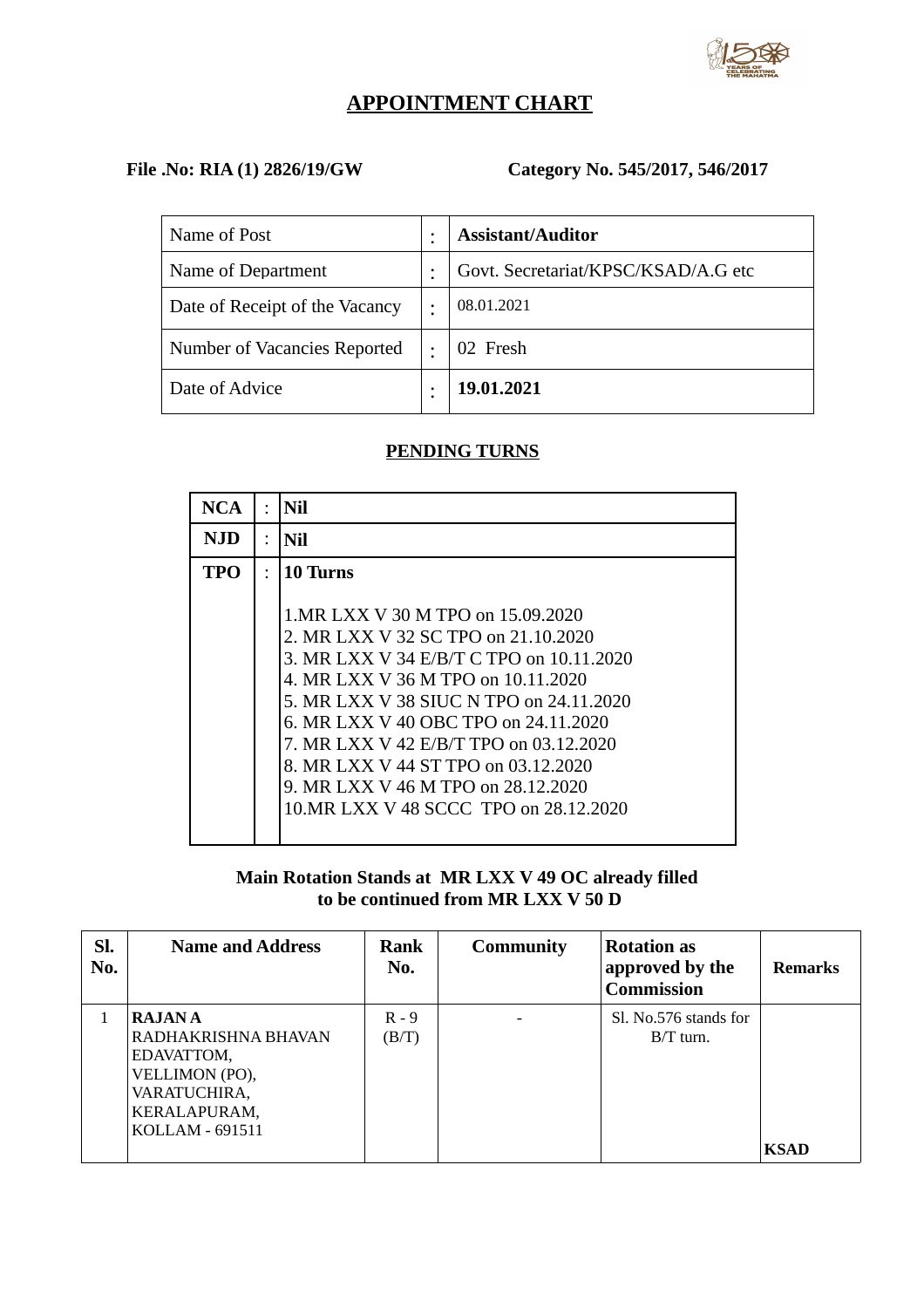# APPOINTMENT CHART

**File .No: RIA (1) 2826/19/GW** **Category No. 545/2017, 546/2017**

| Name of Post | : | **Assistant/Auditor** |
|---|---|---|
| Name of Department | : | Govt. Secretariat/KPSC/KSAD/A.G etc |
| Date of Receipt of the Vacancy | : | 08.01.2021 |
| Number of Vacancies Reported | : | 02 Fresh |
| Date of Advice | : | **19.01.2021** |

## PENDING TURNS

| **NCA** | : | **Nil** |
|---|---|---|
| **NJD** | : | **Nil** |
| **TPO** | : | **10 Turns**<br><br>1.MR LXX V 30 M TPO on 15.09.2020<br>2. MR LXX V 32 SC TPO on 21.10.2020<br>3. MR LXX V 34 E/B/T C TPO on 10.11.2020<br>4. MR LXX V 36 M TPO on 10.11.2020<br>5. MR LXX V 38 SIUC N TPO on 24.11.2020<br>6. MR LXX V 40 OBC TPO on 24.11.2020<br>7. MR LXX V 42 E/B/T TPO on 03.12.2020<br>8. MR LXX V 44 ST TPO on 03.12.2020<br>9. MR LXX V 46 M TPO on 28.12.2020<br>10.MR LXX V 48 SCCC TPO on 28.12.2020 |

**Main Rotation Stands at MR LXX V 49 OC already filled**
**to be continued from MR LXX V 50 D**

| Sl. No. | Name and Address | Rank No. | Community | Rotation as approved by the Commission | Remarks |
|---|---|---|---|---|---|
| 1 | **RAJAN A**<br>RADHAKRISHNA BHAVAN<br>EDAVATTOM,<br>VELLIMON (PO),<br>VARATUCHIRA,<br>KERALAPURAM,<br>KOLLAM - 691511 | R - 9 (B/T) | - | Sl. No.576 stands for B/T turn. | **KSAD** |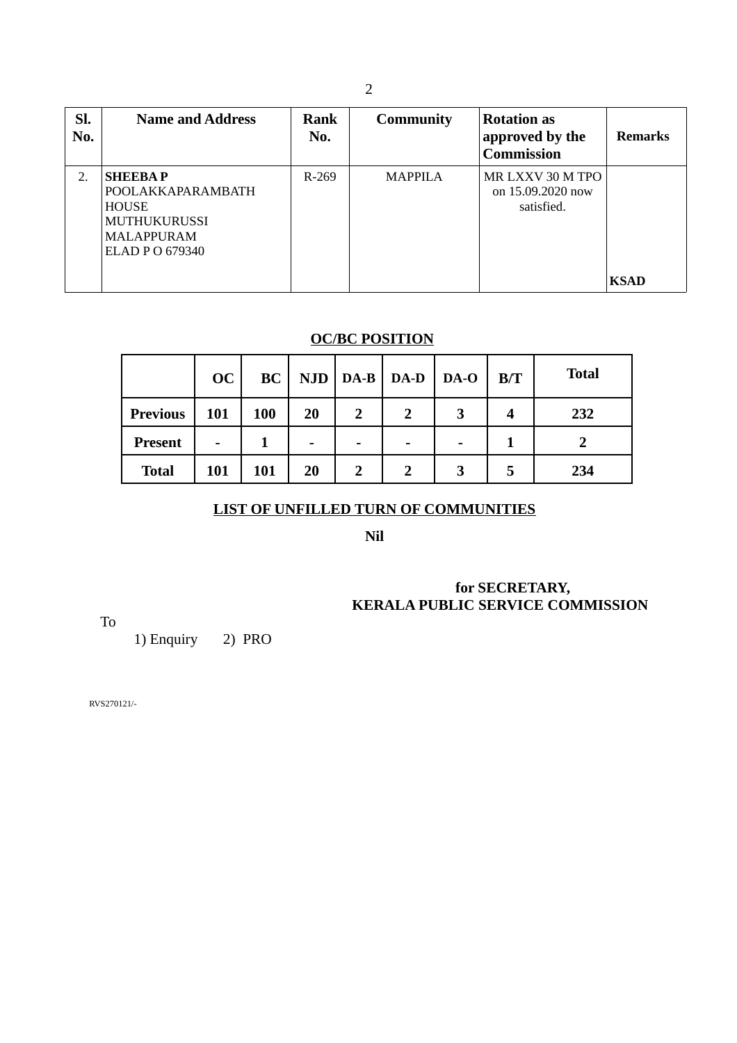| Sl. No. | Name and Address | Rank No. | Community | Rotation as approved by the Commission | Remarks |
|---|---|---|---|---|---|
| 2. | **SHEEBA P** POOLAKKAPARAMBATH HOUSE MUTHUKURUSSI MALAPPURAM ELAD P O 679340 | R-269 | MAPPILA | MR LXXV 30 M TPO on 15.09.2020 now satisfied. | **KSAD** |

**OC/BC POSITION**

| | OC | BC | NJD | DA-B | DA-D | DA-O | B/T | Total |
|---|---|---|---|---|---|---|---|---|
| **Previous** | 101 | 100 | 20 | 2 | 2 | 3 | 4 | 232 |
| **Present** | - | 1 | - | - | - | - | 1 | 2 |
| **Total** | 101 | 101 | 20 | 2 | 2 | 3 | 5 | 234 |

**LIST OF UNFILLED TURN OF COMMUNITIES**

**Nil**

**for SECRETARY,**
**KERALA PUBLIC SERVICE COMMISSION**

To

1) Enquiry 2) PRO

RVS270121/-